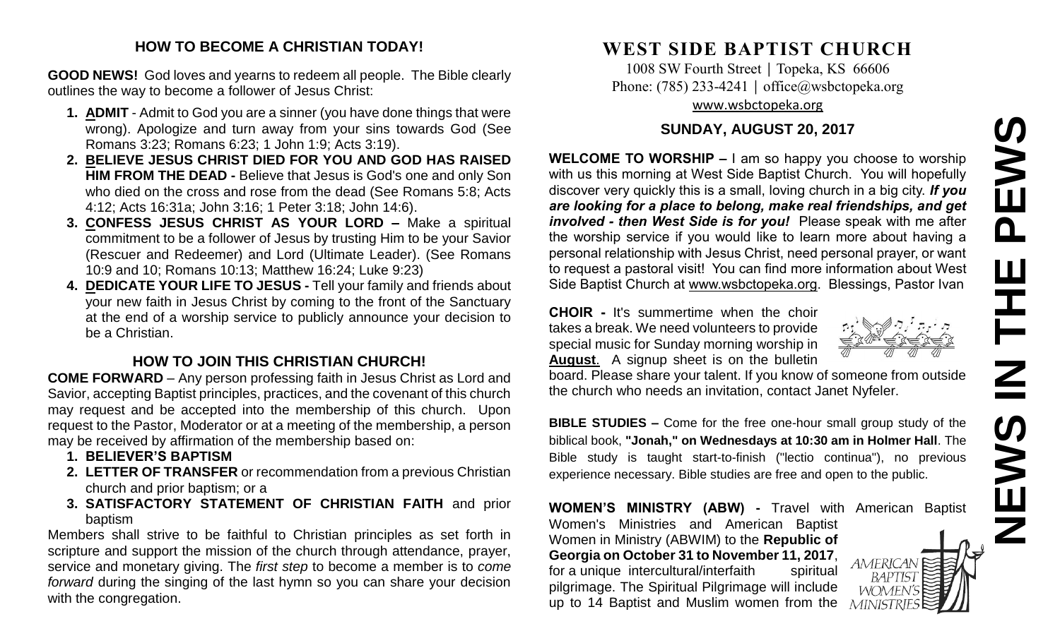## HOW TO BECOME A CHRISTIAN TODAY!

**GOOD NEWS!** God loves and yearns to redeem all people. The Bible clearly outlines the way to become a follower of Jesus Christ:

1. **ADMIT** - Admit to God you are a sinner (you have done things that were wrong). Apologize and turn away from your sins towards God (See Romans 3:23; Romans 6:23; 1 John 1:9; Acts 3:19).
2. **BELIEVE JESUS CHRIST DIED FOR YOU AND GOD HAS RAISED HIM FROM THE DEAD -** Believe that Jesus is God's one and only Son who died on the cross and rose from the dead (See Romans 5:8; Acts 4:12; Acts 16:31a; John 3:16; 1 Peter 3:18; John 14:6).
3. **CONFESS JESUS CHRIST AS YOUR LORD –** Make a spiritual commitment to be a follower of Jesus by trusting Him to be your Savior (Rescuer and Redeemer) and Lord (Ultimate Leader). (See Romans 10:9 and 10; Romans 10:13; Matthew 16:24; Luke 9:23)
4. **DEDICATE YOUR LIFE TO JESUS -** Tell your family and friends about your new faith in Jesus Christ by coming to the front of the Sanctuary at the end of a worship service to publicly announce your decision to be a Christian.

## HOW TO JOIN THIS CHRISTIAN CHURCH!

**COME FORWARD** – Any person professing faith in Jesus Christ as Lord and Savior, accepting Baptist principles, practices, and the covenant of this church may request and be accepted into the membership of this church. Upon request to the Pastor, Moderator or at a meeting of the membership, a person may be received by affirmation of the membership based on:

1. **BELIEVER'S BAPTISM**
2. **LETTER OF TRANSFER** or recommendation from a previous Christian church and prior baptism; or a
3. **SATISFACTORY STATEMENT OF CHRISTIAN FAITH** and prior baptism

Members shall strive to be faithful to Christian principles as set forth in scripture and support the mission of the church through attendance, prayer, service and monetary giving. The *first step* to become a member is to *come forward* during the singing of the last hymn so you can share your decision with the congregation.

# WEST SIDE BAPTIST CHURCH

1008 SW Fourth Street | Topeka, KS 66606
Phone: (785) 233-4241 | office@wsbctopeka.org
www.wsbctopeka.org

### SUNDAY, AUGUST 20, 2017

**WELCOME TO WORSHIP –** I am so happy you choose to worship with us this morning at West Side Baptist Church. You will hopefully discover very quickly this is a small, loving church in a big city. ***If you are looking for a place to belong, make real friendships, and get involved - then West Side is for you!*** Please speak with me after the worship service if you would like to learn more about having a personal relationship with Jesus Christ, need personal prayer, or want to request a pastoral visit! You can find more information about West Side Baptist Church at www.wsbctopeka.org. Blessings, Pastor Ivan

**CHOIR -** It's summertime when the choir takes a break. We need volunteers to provide special music for Sunday morning worship in **August**. A signup sheet is on the bulletin board. Please share your talent. If you know of someone from outside the church who needs an invitation, contact Janet Nyfeler.

**BIBLE STUDIES –** Come for the free one-hour small group study of the biblical book, **"Jonah," on Wednesdays at 10:30 am in Holmer Hall**. The Bible study is taught start-to-finish ("lectio continua"), no previous experience necessary. Bible studies are free and open to the public.

**WOMEN'S MINISTRY (ABW) -** Travel with American Baptist Women's Ministries and American Baptist Women in Ministry (ABWIM) to the **Republic of Georgia on October 31 to November 11, 2017**, for a unique intercultural/interfaith spiritual pilgrimage. The Spiritual Pilgrimage will include up to 14 Baptist and Muslim women from the

# NEWS IN THE PEWS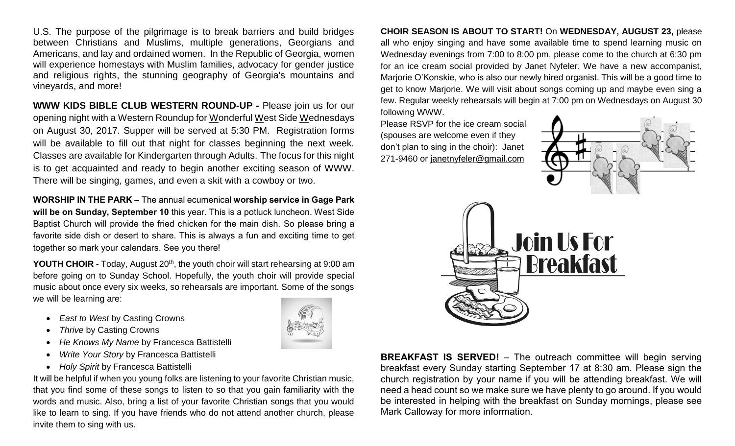U.S. The purpose of the pilgrimage is to break barriers and build bridges between Christians and Muslims, multiple generations, Georgians and Americans, and lay and ordained women. In the Republic of Georgia, women will experience homestays with Muslim families, advocacy for gender justice and religious rights, the stunning geography of Georgia's mountains and vineyards, and more!

**WWW KIDS BIBLE CLUB WESTERN ROUND-UP -** Please join us for our opening night with a Western Roundup for Wonderful West Side Wednesdays on August 30, 2017. Supper will be served at 5:30 PM. Registration forms will be available to fill out that night for classes beginning the next week. Classes are available for Kindergarten through Adults. The focus for this night is to get acquainted and ready to begin another exciting season of WWW. There will be singing, games, and even a skit with a cowboy or two.

**WORSHIP IN THE PARK** – The annual ecumenical **worship service in Gage Park will be on Sunday, September 10** this year. This is a potluck luncheon. West Side Baptist Church will provide the fried chicken for the main dish. So please bring a favorite side dish or desert to share. This is always a fun and exciting time to get together so mark your calendars. See you there!

**YOUTH CHOIR -** Today, August 20th, the youth choir will start rehearsing at 9:00 am before going on to Sunday School. Hopefully, the youth choir will provide special music about once every six weeks, so rehearsals are important. Some of the songs we will be learning are:

- *East to West* by Casting Crowns
- *Thrive* by Casting Crowns
- *He Knows My Name* by Francesca Battistelli
- *Write Your Story* by Francesca Battistelli
- *Holy Spirit* by Francesca Battistelli

It will be helpful if when you young folks are listening to your favorite Christian music, that you find some of these songs to listen to so that you gain familiarity with the words and music. Also, bring a list of your favorite Christian songs that you would like to learn to sing. If you have friends who do not attend another church, please invite them to sing with us.

**CHOIR SEASON IS ABOUT TO START!** On **WEDNESDAY, AUGUST 23,** please all who enjoy singing and have some available time to spend learning music on Wednesday evenings from 7:00 to 8:00 pm, please come to the church at 6:30 pm for an ice cream social provided by Janet Nyfeler. We have a new accompanist, Marjorie O'Konskie, who is also our newly hired organist. This will be a good time to get to know Marjorie. We will visit about songs coming up and maybe even sing a few. Regular weekly rehearsals will begin at 7:00 pm on Wednesdays on August 30 following WWW.

Please RSVP for the ice cream social (spouses are welcome even if they don't plan to sing in the choir): Janet 271-9460 or janetnyfeler@gmail.com

Join Us For Breakfast

**BREAKFAST IS SERVED!** – The outreach committee will begin serving breakfast every Sunday starting September 17 at 8:30 am. Please sign the church registration by your name if you will be attending breakfast. We will need a head count so we make sure we have plenty to go around. If you would be interested in helping with the breakfast on Sunday mornings, please see Mark Calloway for more information.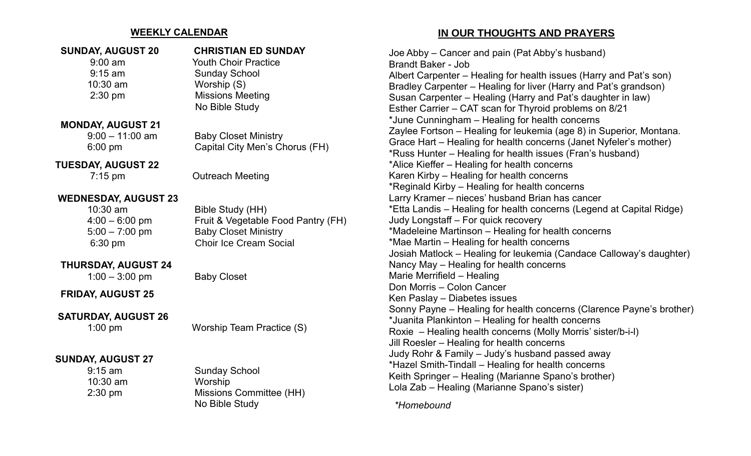## WEEKLY CALENDAR

**SUNDAY, AUGUST 20** — **CHRISTIAN ED SUNDAY**

| | |
|---|---|
| 9:00 am | Youth Choir Practice |
| 9:15 am | Sunday School |
| 10:30 am | Worship (S) |
| 2:30 pm | Missions Meeting |
| | No Bible Study |

**MONDAY, AUGUST 21**

| | |
|---|---|
| 9:00 – 11:00 am | Baby Closet Ministry |
| 6:00 pm | Capital City Men's Chorus (FH) |

**TUESDAY, AUGUST 22**

| | |
|---|---|
| 7:15 pm | Outreach Meeting |

**WEDNESDAY, AUGUST 23**

| | |
|---|---|
| 10:30 am | Bible Study (HH) |
| 4:00 – 6:00 pm | Fruit & Vegetable Food Pantry (FH) |
| 5:00 – 7:00 pm | Baby Closet Ministry |
| 6:30 pm | Choir Ice Cream Social |

**THURSDAY, AUGUST 24**

| | |
|---|---|
| 1:00 – 3:00 pm | Baby Closet |

**FRIDAY, AUGUST 25**

**SATURDAY, AUGUST 26**

| | |
|---|---|
| 1:00 pm | Worship Team Practice (S) |

**SUNDAY, AUGUST 27**

| | |
|---|---|
| 9:15 am | Sunday School |
| 10:30 am | Worship |
| 2:30 pm | Missions Committee (HH) |
| | No Bible Study |

## IN OUR THOUGHTS AND PRAYERS

Joe Abby – Cancer and pain (Pat Abby's husband)
Brandt Baker - Job
Albert Carpenter – Healing for health issues (Harry and Pat's son)
Bradley Carpenter – Healing for liver (Harry and Pat's grandson)
Susan Carpenter – Healing (Harry and Pat's daughter in law)
Esther Carrier – CAT scan for Thyroid problems on 8/21
*June Cunningham – Healing for health concerns
Zaylee Fortson – Healing for leukemia (age 8) in Superior, Montana.
Grace Hart – Healing for health concerns (Janet Nyfeler's mother)
*Russ Hunter – Healing for health issues (Fran's husband)
*Alice Kieffer – Healing for health concerns
Karen Kirby – Healing for health concerns
*Reginald Kirby – Healing for health concerns
Larry Kramer – nieces' husband Brian has cancer
*Etta Landis – Healing for health concerns (Legend at Capital Ridge)
Judy Longstaff – For quick recovery
*Madeleine Martinson – Healing for health concerns
*Mae Martin – Healing for health concerns
Josiah Matlock – Healing for leukemia (Candace Calloway's daughter)
Nancy May – Healing for health concerns
Marie Merrifield – Healing
Don Morris – Colon Cancer
Ken Paslay – Diabetes issues
Sonny Payne – Healing for health concerns (Clarence Payne's brother)
*Juanita Plankinton – Healing for health concerns
Roxie – Healing health concerns (Molly Morris' sister/b-i-l)
Jill Roesler – Healing for health concerns
Judy Rohr & Family – Judy's husband passed away
*Hazel Smith-Tindall – Healing for health concerns
Keith Springer – Healing (Marianne Spano's brother)
Lola Zab – Healing (Marianne Spano's sister)

*\*Homebound*